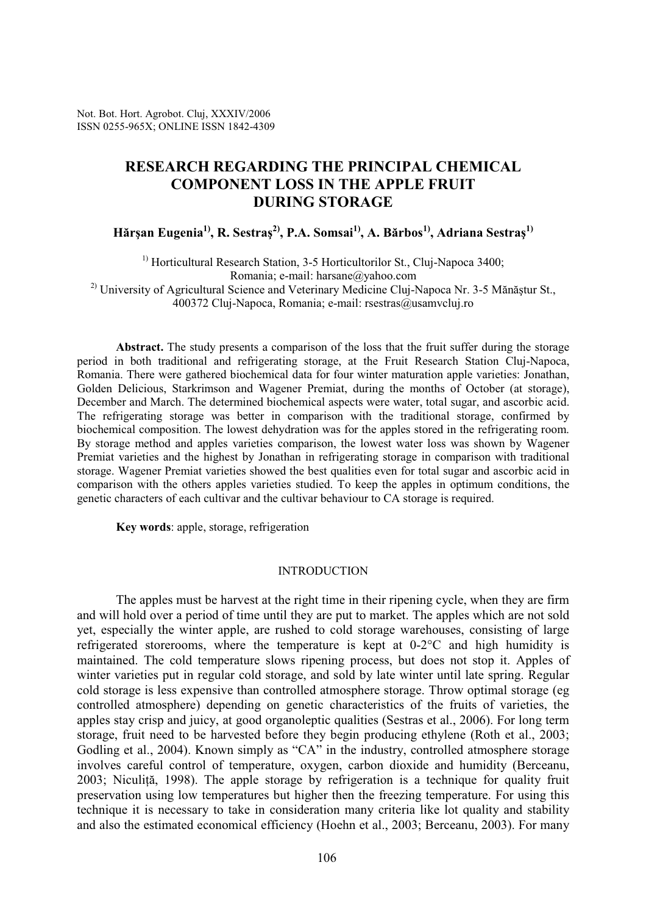# RESEARCH REGARDING THE PRINCIPAL CHEMICAL COMPONENT LOSS IN THE APPLE FRUIT DURING STORAGE

**Hărşan Eugenia[1], R. Sestraş[2], P.A. Somsai[1], A. Bărbos[1], Adriana Sestraş[1]**

[1] Horticultural Research Station, 3-5 Horticultorilor St., Cluj-Napoca 3400; Romania; e-mail: harsane@yahoo.com

[2] University of Agricultural Science and Veterinary Medicine Cluj-Napoca Nr. 3-5 Mănăştur St., 400372 Cluj-Napoca, Romania; e-mail: rsestras@usamvcluj.ro

**Abstract.** The study presents a comparison of the loss that the fruit suffer during the storage period in both traditional and refrigerating storage, at the Fruit Research Station Cluj-Napoca, Romania. There were gathered biochemical data for four winter maturation apple varieties: Jonathan, Golden Delicious, Starkrimson and Wagener Premiat, during the months of October (at storage), December and March. The determined biochemical aspects were water, total sugar, and ascorbic acid. The refrigerating storage was better in comparison with the traditional storage, confirmed by biochemical composition. The lowest dehydration was for the apples stored in the refrigerating room. By storage method and apples varieties comparison, the lowest water loss was shown by Wagener Premiat varieties and the highest by Jonathan in refrigerating storage in comparison with traditional storage. Wagener Premiat varieties showed the best qualities even for total sugar and ascorbic acid in comparison with the others apples varieties studied. To keep the apples in optimum conditions, the genetic characters of each cultivar and the cultivar behaviour to CA storage is required.

**Key words**: apple, storage, refrigeration

## INTRODUCTION

The apples must be harvest at the right time in their ripening cycle, when they are firm and will hold over a period of time until they are put to market. The apples which are not sold yet, especially the winter apple, are rushed to cold storage warehouses, consisting of large refrigerated storerooms, where the temperature is kept at 0-2°C and high humidity is maintained. The cold temperature slows ripening process, but does not stop it. Apples of winter varieties put in regular cold storage, and sold by late winter until late spring. Regular cold storage is less expensive than controlled atmosphere storage. Throw optimal storage (eg controlled atmosphere) depending on genetic characteristics of the fruits of varieties, the apples stay crisp and juicy, at good organoleptic qualities (Sestras et al., 2006). For long term storage, fruit need to be harvested before they begin producing ethylene (Roth et al., 2003; Godling et al., 2004). Known simply as "CA" in the industry, controlled atmosphere storage involves careful control of temperature, oxygen, carbon dioxide and humidity (Berceanu, 2003; Niculiţă, 1998). The apple storage by refrigeration is a technique for quality fruit preservation using low temperatures but higher then the freezing temperature. For using this technique it is necessary to take in consideration many criteria like lot quality and stability and also the estimated economical efficiency (Hoehn et al., 2003; Berceanu, 2003). For many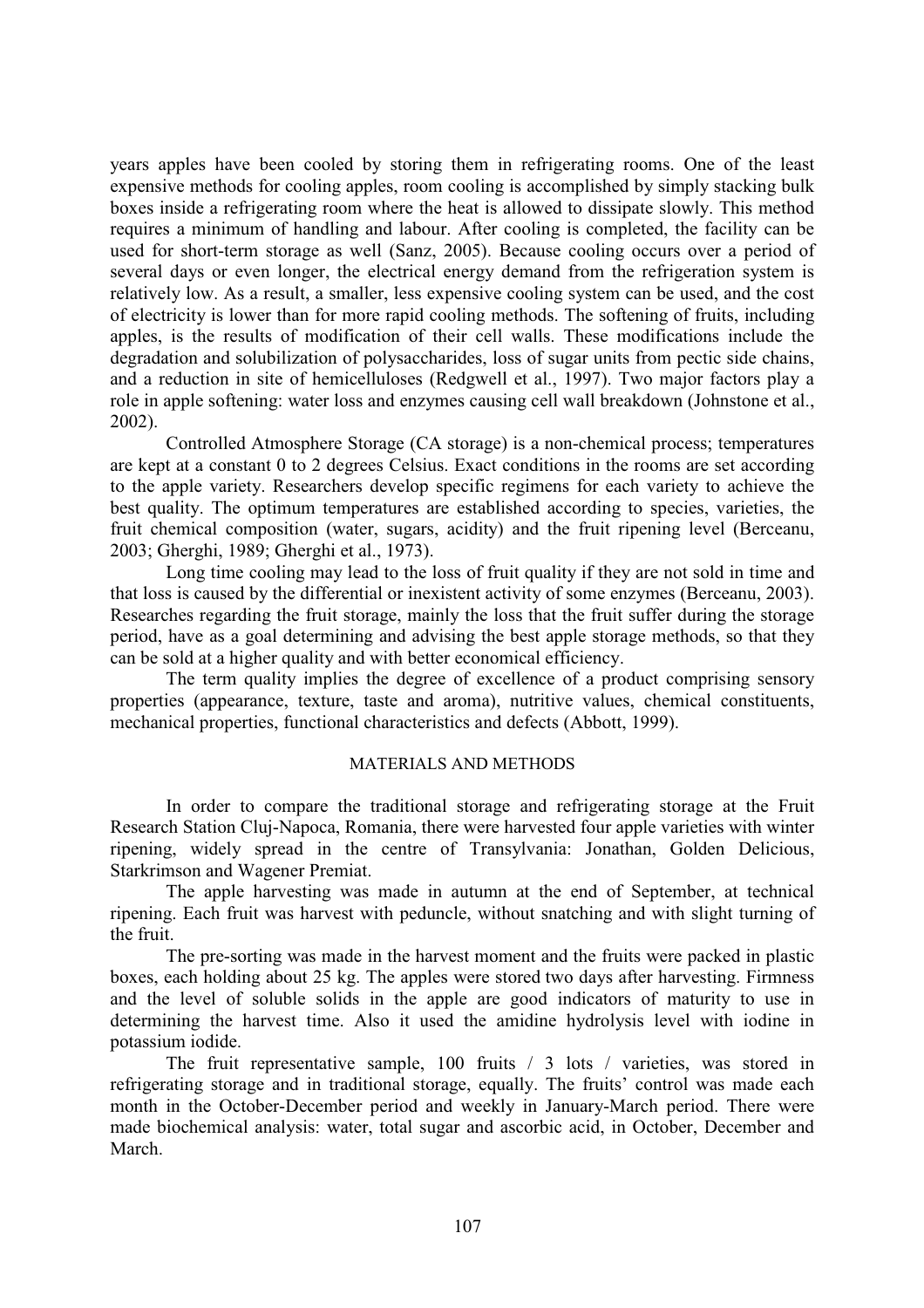years apples have been cooled by storing them in refrigerating rooms. One of the least expensive methods for cooling apples, room cooling is accomplished by simply stacking bulk boxes inside a refrigerating room where the heat is allowed to dissipate slowly. This method requires a minimum of handling and labour. After cooling is completed, the facility can be used for short-term storage as well (Sanz, 2005). Because cooling occurs over a period of several days or even longer, the electrical energy demand from the refrigeration system is relatively low. As a result, a smaller, less expensive cooling system can be used, and the cost of electricity is lower than for more rapid cooling methods. The softening of fruits, including apples, is the results of modification of their cell walls. These modifications include the degradation and solubilization of polysaccharides, loss of sugar units from pectic side chains, and a reduction in site of hemicelluloses (Redgwell et al., 1997). Two major factors play a role in apple softening: water loss and enzymes causing cell wall breakdown (Johnstone et al., 2002).

Controlled Atmosphere Storage (CA storage) is a non-chemical process; temperatures are kept at a constant 0 to 2 degrees Celsius. Exact conditions in the rooms are set according to the apple variety. Researchers develop specific regimens for each variety to achieve the best quality. The optimum temperatures are established according to species, varieties, the fruit chemical composition (water, sugars, acidity) and the fruit ripening level (Berceanu, 2003; Gherghi, 1989; Gherghi et al., 1973).

Long time cooling may lead to the loss of fruit quality if they are not sold in time and that loss is caused by the differential or inexistent activity of some enzymes (Berceanu, 2003). Researches regarding the fruit storage, mainly the loss that the fruit suffer during the storage period, have as a goal determining and advising the best apple storage methods, so that they can be sold at a higher quality and with better economical efficiency.

The term quality implies the degree of excellence of a product comprising sensory properties (appearance, texture, taste and aroma), nutritive values, chemical constituents, mechanical properties, functional characteristics and defects (Abbott, 1999).

## MATERIALS AND METHODS

In order to compare the traditional storage and refrigerating storage at the Fruit Research Station Cluj-Napoca, Romania, there were harvested four apple varieties with winter ripening, widely spread in the centre of Transylvania: Jonathan, Golden Delicious, Starkrimson and Wagener Premiat.

The apple harvesting was made in autumn at the end of September, at technical ripening. Each fruit was harvest with peduncle, without snatching and with slight turning of the fruit.

The pre-sorting was made in the harvest moment and the fruits were packed in plastic boxes, each holding about 25 kg. The apples were stored two days after harvesting. Firmness and the level of soluble solids in the apple are good indicators of maturity to use in determining the harvest time. Also it used the amidine hydrolysis level with iodine in potassium iodide.

The fruit representative sample, 100 fruits / 3 lots / varieties, was stored in refrigerating storage and in traditional storage, equally. The fruits' control was made each month in the October-December period and weekly in January-March period. There were made biochemical analysis: water, total sugar and ascorbic acid, in October, December and March.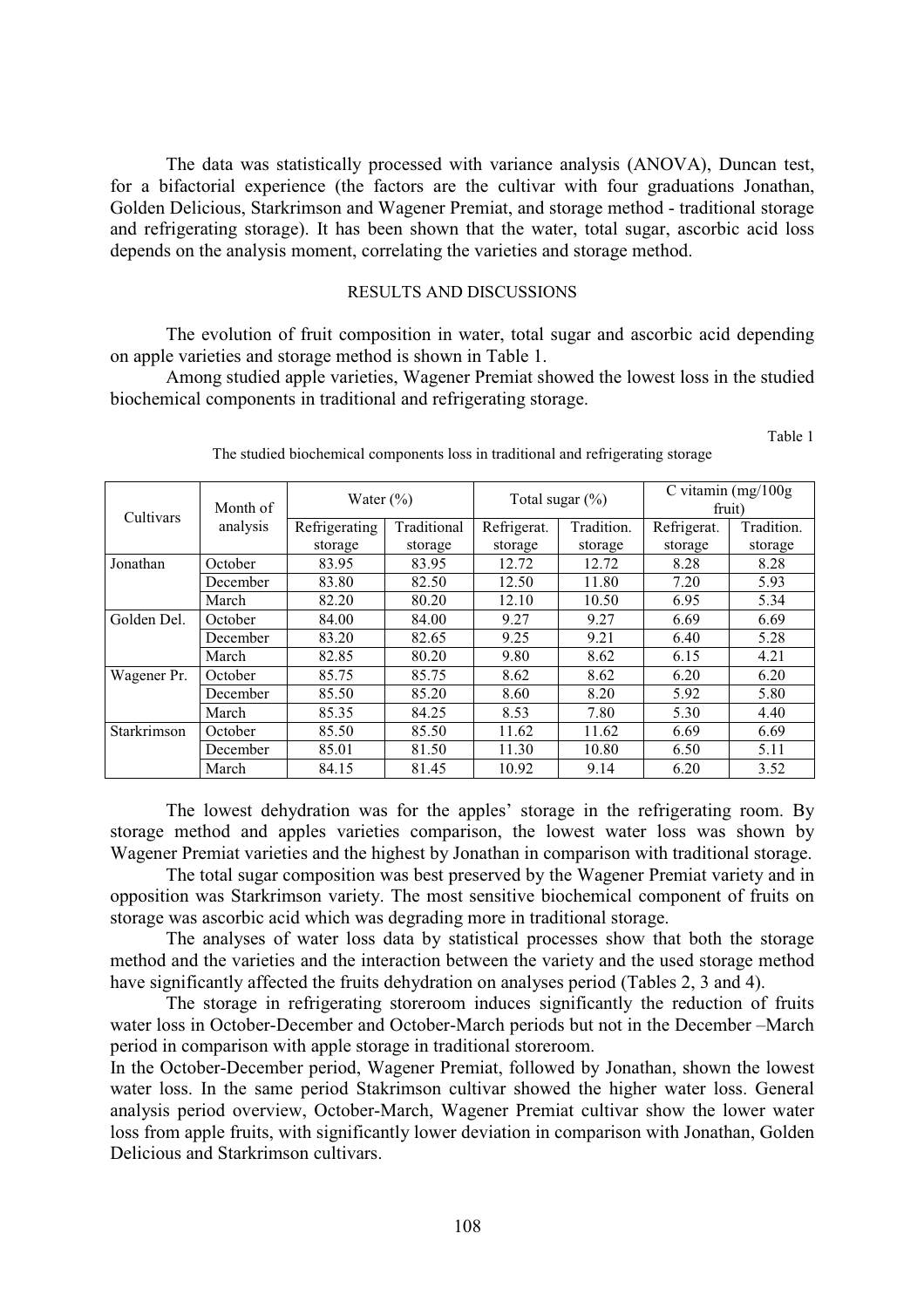The data was statistically processed with variance analysis (ANOVA), Duncan test, for a bifactorial experience (the factors are the cultivar with four graduations Jonathan, Golden Delicious, Starkrimson and Wagener Premiat, and storage method - traditional storage and refrigerating storage). It has been shown that the water, total sugar, ascorbic acid loss depends on the analysis moment, correlating the varieties and storage method.

## RESULTS AND DISCUSSIONS

The evolution of fruit composition in water, total sugar and ascorbic acid depending on apple varieties and storage method is shown in Table 1.

Among studied apple varieties, Wagener Premiat showed the lowest loss in the studied biochemical components in traditional and refrigerating storage.

Table 1

The studied biochemical components loss in traditional and refrigerating storage

| Cultivars | Month of analysis | Water (%) | | Total sugar (%) | | C vitamin (mg/100g fruit) | |
|---|---|---|---|---|---|---|---|
| | | Refrigerating storage | Traditional storage | Refrigerat. storage | Tradition. storage | Refrigerat. storage | Tradition. storage |
| Jonathan | October | 83.95 | 83.95 | 12.72 | 12.72 | 8.28 | 8.28 |
| | December | 83.80 | 82.50 | 12.50 | 11.80 | 7.20 | 5.93 |
| | March | 82.20 | 80.20 | 12.10 | 10.50 | 6.95 | 5.34 |
| Golden Del. | October | 84.00 | 84.00 | 9.27 | 9.27 | 6.69 | 6.69 |
| | December | 83.20 | 82.65 | 9.25 | 9.21 | 6.40 | 5.28 |
| | March | 82.85 | 80.20 | 9.80 | 8.62 | 6.15 | 4.21 |
| Wagener Pr. | October | 85.75 | 85.75 | 8.62 | 8.62 | 6.20 | 6.20 |
| | December | 85.50 | 85.20 | 8.60 | 8.20 | 5.92 | 5.80 |
| | March | 85.35 | 84.25 | 8.53 | 7.80 | 5.30 | 4.40 |
| Starkrimson | October | 85.50 | 85.50 | 11.62 | 11.62 | 6.69 | 6.69 |
| | December | 85.01 | 81.50 | 11.30 | 10.80 | 6.50 | 5.11 |
| | March | 84.15 | 81.45 | 10.92 | 9.14 | 6.20 | 3.52 |

The lowest dehydration was for the apples' storage in the refrigerating room. By storage method and apples varieties comparison, the lowest water loss was shown by Wagener Premiat varieties and the highest by Jonathan in comparison with traditional storage.

The total sugar composition was best preserved by the Wagener Premiat variety and in opposition was Starkrimson variety. The most sensitive biochemical component of fruits on storage was ascorbic acid which was degrading more in traditional storage.

The analyses of water loss data by statistical processes show that both the storage method and the varieties and the interaction between the variety and the used storage method have significantly affected the fruits dehydration on analyses period (Tables 2, 3 and 4).

The storage in refrigerating storeroom induces significantly the reduction of fruits water loss in October-December and October-March periods but not in the December –March period in comparison with apple storage in traditional storeroom.

In the October-December period, Wagener Premiat, followed by Jonathan, shown the lowest water loss. In the same period Stakrimson cultivar showed the higher water loss. General analysis period overview, October-March, Wagener Premiat cultivar show the lower water loss from apple fruits, with significantly lower deviation in comparison with Jonathan, Golden Delicious and Starkrimson cultivars.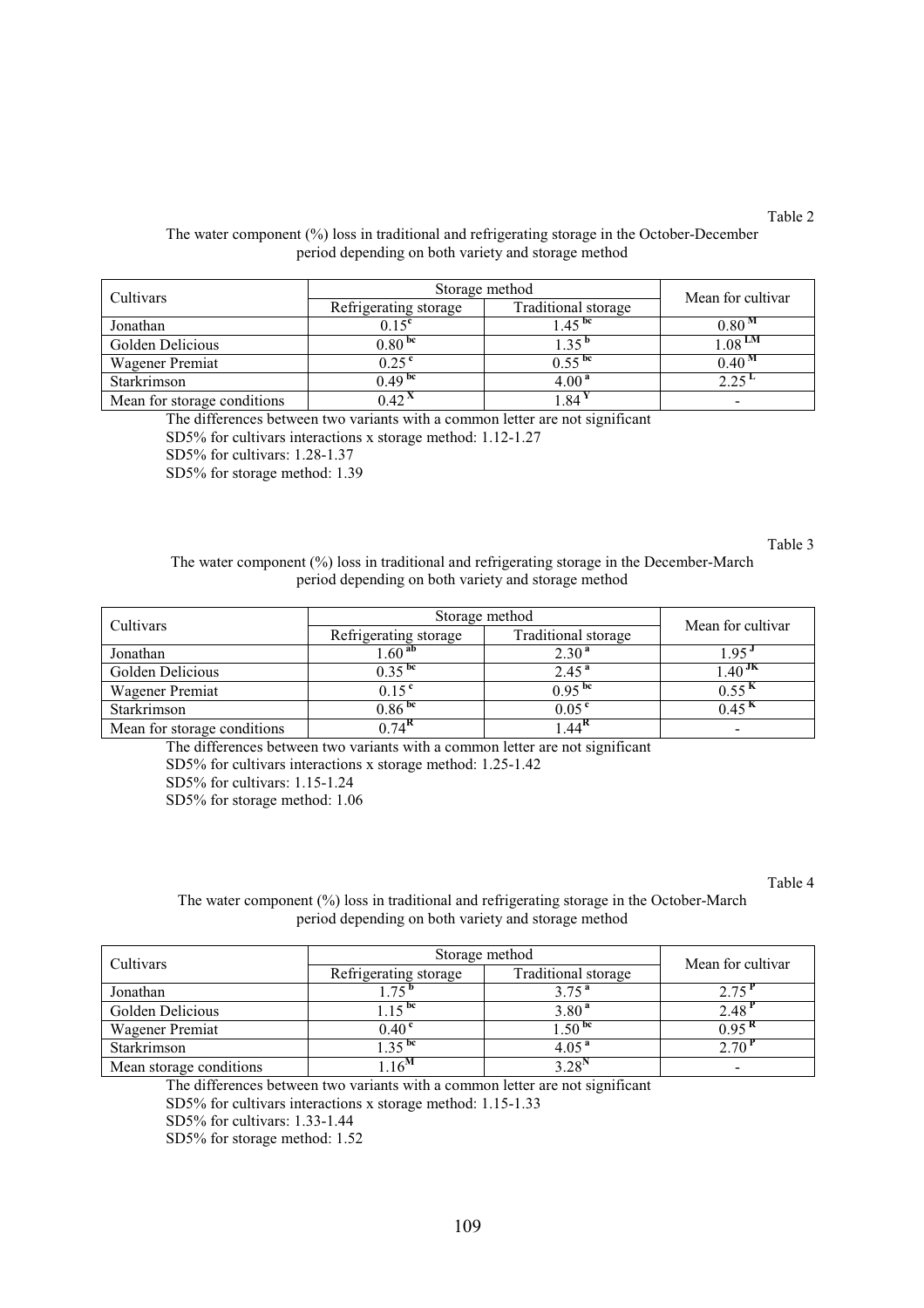Table 2

The water component (%) loss in traditional and refrigerating storage in the October-December period depending on both variety and storage method

| Cultivars | Storage method | | Mean for cultivar |
|---|---|---|---|
| | Refrigerating storage | Traditional storage | |
| Jonathan | $0.15^{c}$ | $1.45^{bc}$ | $0.80^{M}$ |
| Golden Delicious | $0.80^{bc}$ | $1.35^{b}$ | $1.08^{LM}$ |
| Wagener Premiat | $0.25^{c}$ | $0.55^{bc}$ | $0.40^{M}$ |
| Starkrimson | $0.49^{bc}$ | $4.00^{a}$ | $2.25^{L}$ |
| Mean for storage conditions | $0.42^{X}$ | $1.84^{Y}$ | - |

The differences between two variants with a common letter are not significant

SD5% for cultivars interactions x storage method: 1.12-1.27

SD5% for cultivars: 1.28-1.37

SD5% for storage method: 1.39

Table 3

The water component (%) loss in traditional and refrigerating storage in the December-March period depending on both variety and storage method

| Cultivars | Storage method | | Mean for cultivar |
|---|---|---|---|
| | Refrigerating storage | Traditional storage | |
| Jonathan | $1.60^{ab}$ | $2.30^{a}$ | $1.95^{J}$ |
| Golden Delicious | $0.35^{bc}$ | $2.45^{a}$ | $1.40^{JK}$ |
| Wagener Premiat | $0.15^{c}$ | $0.95^{bc}$ | $0.55^{K}$ |
| Starkrimson | $0.86^{bc}$ | $0.05^{c}$ | $0.45^{K}$ |
| Mean for storage conditions | $0.74^{R}$ | $1.44^{R}$ | - |

The differences between two variants with a common letter are not significant

SD5% for cultivars interactions x storage method: 1.25-1.42

SD5% for cultivars: 1.15-1.24

SD5% for storage method: 1.06

Table 4

The water component (%) loss in traditional and refrigerating storage in the October-March period depending on both variety and storage method

| Cultivars | Storage method | | Mean for cultivar |
|---|---|---|---|
| | Refrigerating storage | Traditional storage | |
| Jonathan | $1.75^{b}$ | $3.75^{a}$ | $2.75^{P}$ |
| Golden Delicious | $1.15^{bc}$ | $3.80^{a}$ | $2.48^{P}$ |
| Wagener Premiat | $0.40^{c}$ | $1.50^{bc}$ | $0.95^{R}$ |
| Starkrimson | $1.35^{bc}$ | $4.05^{a}$ | $2.70^{P}$ |
| Mean storage conditions | $1.16^{M}$ | $3.28^{N}$ | - |

The differences between two variants with a common letter are not significant

SD5% for cultivars interactions x storage method: 1.15-1.33

SD5% for cultivars: 1.33-1.44

SD5% for storage method: 1.52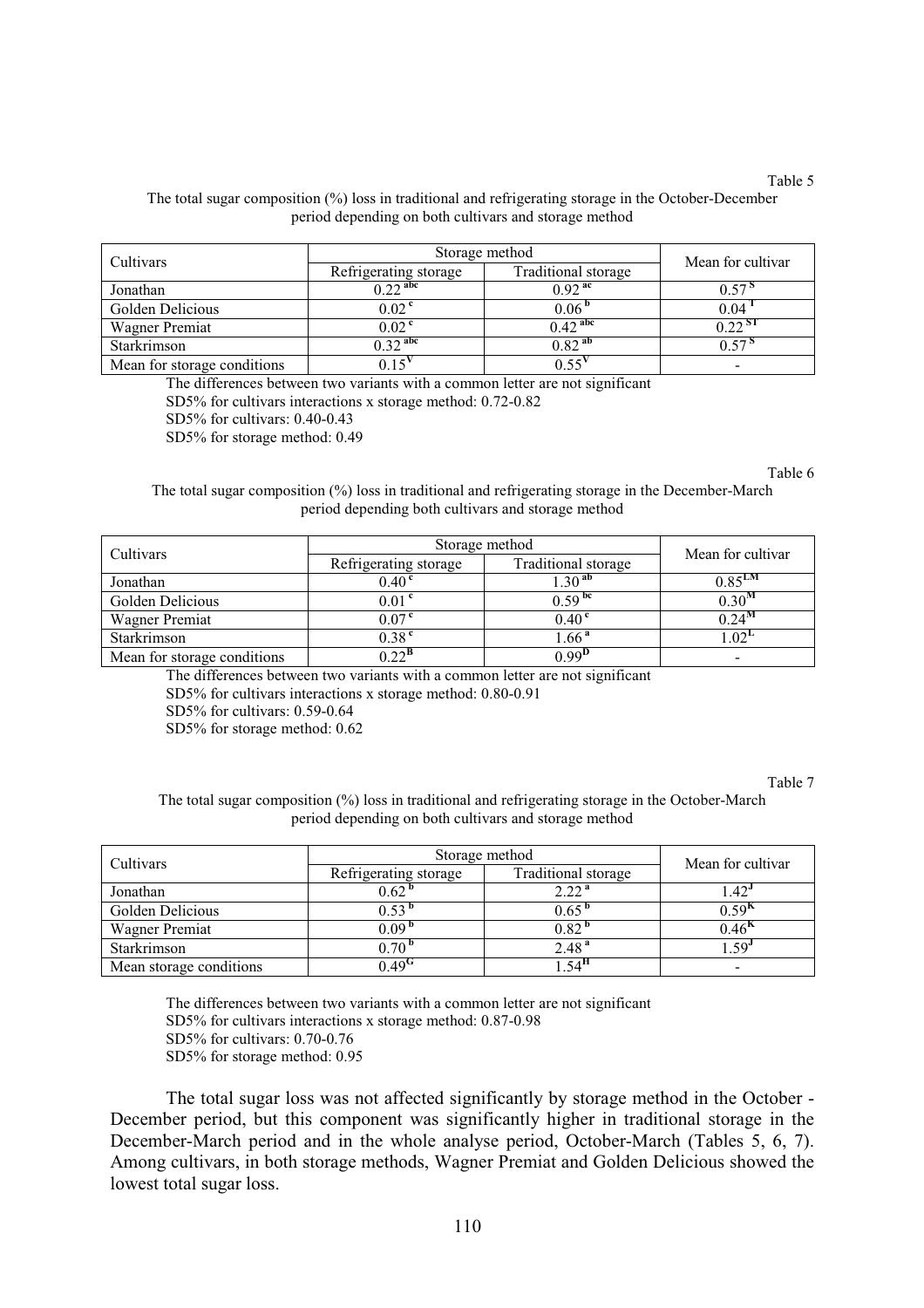Table 5

The total sugar composition (%) loss in traditional and refrigerating storage in the October-December period depending on both cultivars and storage method

| Cultivars | Storage method | | Mean for cultivar |
|---|---|---|---|
| | Refrigerating storage | Traditional storage | |
| Jonathan | 0.22 $^{abc}$ | 0.92 $^{ac}$ | 0.57 $^{S}$ |
| Golden Delicious | 0.02 $^{c}$ | 0.06 $^{b}$ | 0.04 $^{T}$ |
| Wagner Premiat | 0.02 $^{c}$ | 0.42 $^{abc}$ | 0.22 $^{ST}$ |
| Starkrimson | 0.32 $^{abc}$ | 0.82 $^{ab}$ | 0.57 $^{S}$ |
| Mean for storage conditions | 0.15$^{V}$ | 0.55$^{V}$ | - |

The differences between two variants with a common letter are not significant

SD5% for cultivars interactions x storage method: 0.72-0.82

SD5% for cultivars: 0.40-0.43

SD5% for storage method: 0.49

Table 6

The total sugar composition (%) loss in traditional and refrigerating storage in the December-March period depending both cultivars and storage method

| Cultivars | Storage method | | Mean for cultivar |
|---|---|---|---|
| | Refrigerating storage | Traditional storage | |
| Jonathan | 0.40 $^{c}$ | 1.30 $^{ab}$ | 0.85$^{LM}$ |
| Golden Delicious | 0.01 $^{c}$ | 0.59 $^{bc}$ | 0.30$^{M}$ |
| Wagner Premiat | 0.07 $^{c}$ | 0.40 $^{c}$ | 0.24$^{M}$ |
| Starkrimson | 0.38 $^{c}$ | 1.66 $^{a}$ | 1.02$^{L}$ |
| Mean for storage conditions | 0.22$^{B}$ | 0.99$^{D}$ | - |

The differences between two variants with a common letter are not significant

SD5% for cultivars interactions x storage method: 0.80-0.91

SD5% for cultivars: 0.59-0.64

SD5% for storage method: 0.62

Table 7

The total sugar composition (%) loss in traditional and refrigerating storage in the October-March period depending on both cultivars and storage method

| Cultivars | Storage method | | Mean for cultivar |
|---|---|---|---|
| | Refrigerating storage | Traditional storage | |
| Jonathan | 0.62 $^{b}$ | 2.22 $^{a}$ | 1.42$^{J}$ |
| Golden Delicious | 0.53 $^{b}$ | 0.65 $^{b}$ | 0.59$^{K}$ |
| Wagner Premiat | 0.09 $^{b}$ | 0.82 $^{b}$ | 0.46$^{K}$ |
| Starkrimson | 0.70 $^{b}$ | 2.48 $^{a}$ | 1.59$^{J}$ |
| Mean storage conditions | 0.49$^{G}$ | 1.54$^{H}$ | - |

The differences between two variants with a common letter are not significant

SD5% for cultivars interactions x storage method: 0.87-0.98

SD5% for cultivars: 0.70-0.76

SD5% for storage method: 0.95

The total sugar loss was not affected significantly by storage method in the October - December period, but this component was significantly higher in traditional storage in the December-March period and in the whole analyse period, October-March (Tables 5, 6, 7). Among cultivars, in both storage methods, Wagner Premiat and Golden Delicious showed the lowest total sugar loss.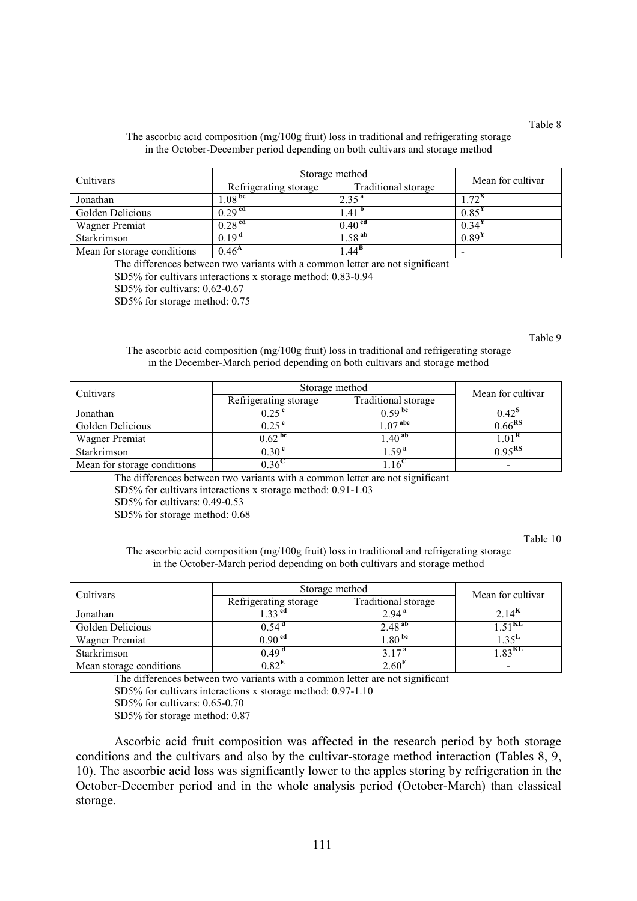Table 8

The ascorbic acid composition (mg/100g fruit) loss in traditional and refrigerating storage in the October-December period depending on both cultivars and storage method

| Cultivars | Storage method | | Mean for cultivar |
|---|---|---|---|
| | Refrigerating storage | Traditional storage | |
| Jonathan | $1.08^{bc}$ | $2.35^{a}$ | $1.72^{X}$ |
| Golden Delicious | $0.29^{cd}$ | $1.41^{b}$ | $0.85^{Y}$ |
| Wagner Premiat | $0.28^{cd}$ | $0.40^{cd}$ | $0.34^{Y}$ |
| Starkrimson | $0.19^{d}$ | $1.58^{ab}$ | $0.89^{Y}$ |
| Mean for storage conditions | $0.46^{A}$ | $1.44^{B}$ | - |

The differences between two variants with a common letter are not significant

SD5% for cultivars interactions x storage method: 0.83-0.94

SD5% for cultivars: 0.62-0.67

SD5% for storage method: 0.75

Table 9

The ascorbic acid composition (mg/100g fruit) loss in traditional and refrigerating storage in the December-March period depending on both cultivars and storage method

| Cultivars | Storage method | | Mean for cultivar |
|---|---|---|---|
| | Refrigerating storage | Traditional storage | |
| Jonathan | $0.25^{c}$ | $0.59^{bc}$ | $0.42^{S}$ |
| Golden Delicious | $0.25^{c}$ | $1.07^{abc}$ | $0.66^{RS}$ |
| Wagner Premiat | $0.62^{bc}$ | $1.40^{ab}$ | $1.01^{R}$ |
| Starkrimson | $0.30^{c}$ | $1.59^{a}$ | $0.95^{RS}$ |
| Mean for storage conditions | $0.36^{C}$ | $1.16^{C}$ | - |

The differences between two variants with a common letter are not significant

SD5% for cultivars interactions x storage method: 0.91-1.03

SD5% for cultivars: 0.49-0.53

SD5% for storage method: 0.68

Table 10

The ascorbic acid composition (mg/100g fruit) loss in traditional and refrigerating storage in the October-March period depending on both cultivars and storage method

| Cultivars | Storage method | | Mean for cultivar |
|---|---|---|---|
| | Refrigerating storage | Traditional storage | |
| Jonathan | $1.33^{cd}$ | $2.94^{a}$ | $2.14^{K}$ |
| Golden Delicious | $0.54^{d}$ | $2.48^{ab}$ | $1.51^{KL}$ |
| Wagner Premiat | $0.90^{cd}$ | $1.80^{bc}$ | $1.35^{L}$ |
| Starkrimson | $0.49^{d}$ | $3.17^{a}$ | $1.83^{KL}$ |
| Mean storage conditions | $0.82^{E}$ | $2.60^{F}$ | - |

The differences between two variants with a common letter are not significant

SD5% for cultivars interactions x storage method: 0.97-1.10

SD5% for cultivars: 0.65-0.70

SD5% for storage method: 0.87

Ascorbic acid fruit composition was affected in the research period by both storage conditions and the cultivars and also by the cultivar-storage method interaction (Tables 8, 9, 10). The ascorbic acid loss was significantly lower to the apples storing by refrigeration in the October-December period and in the whole analysis period (October-March) than classical storage.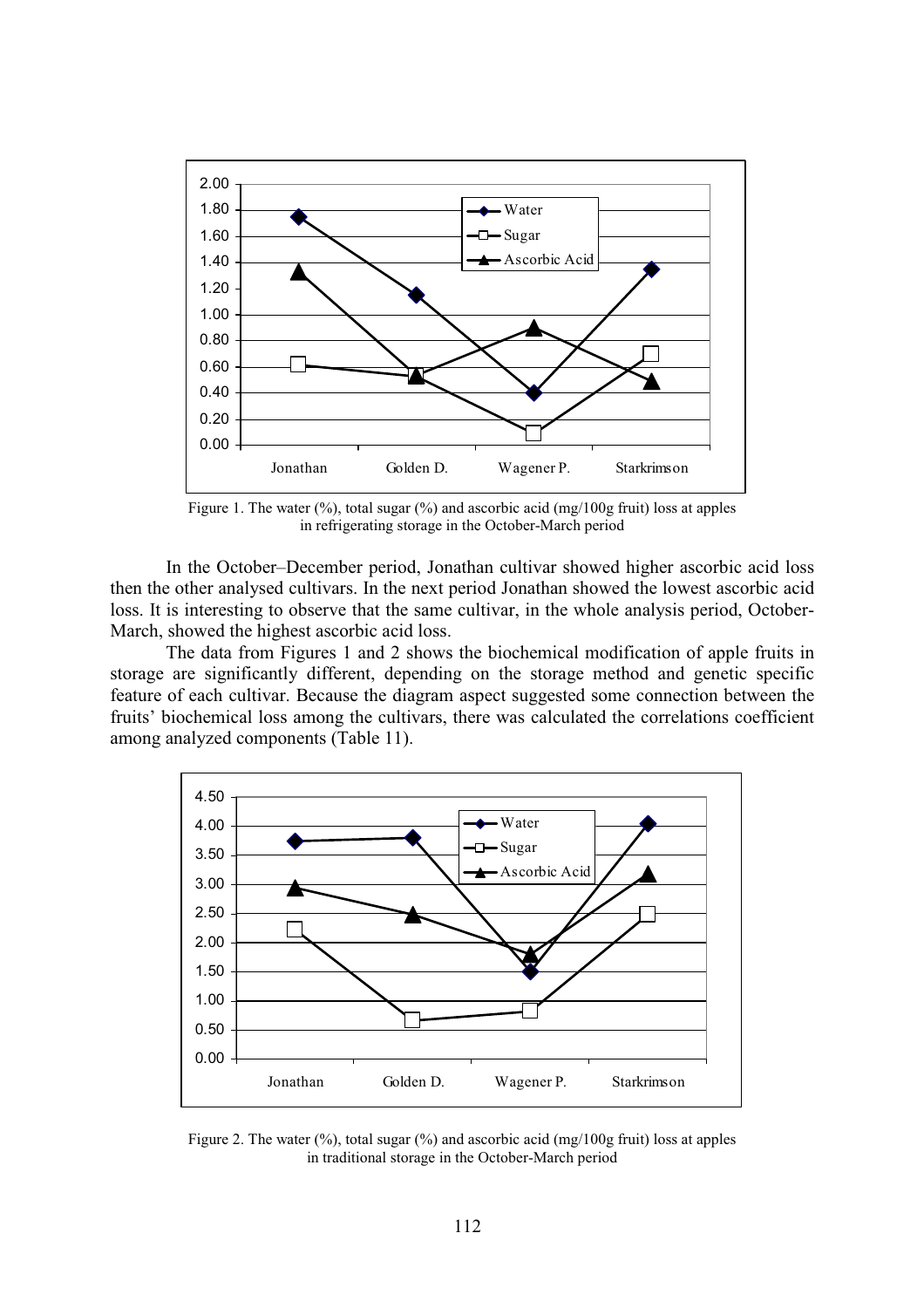Figure 1. The water (%), total sugar (%) and ascorbic acid (mg/100g fruit) loss at apples in refrigerating storage in the October-March period

In the October–December period, Jonathan cultivar showed higher ascorbic acid loss then the other analysed cultivars. In the next period Jonathan showed the lowest ascorbic acid loss. It is interesting to observe that the same cultivar, in the whole analysis period, October-March, showed the highest ascorbic acid loss.

The data from Figures 1 and 2 shows the biochemical modification of apple fruits in storage are significantly different, depending on the storage method and genetic specific feature of each cultivar. Because the diagram aspect suggested some connection between the fruits' biochemical loss among the cultivars, there was calculated the correlations coefficient among analyzed components (Table 11).

Figure 2. The water (%), total sugar (%) and ascorbic acid (mg/100g fruit) loss at apples in traditional storage in the October-March period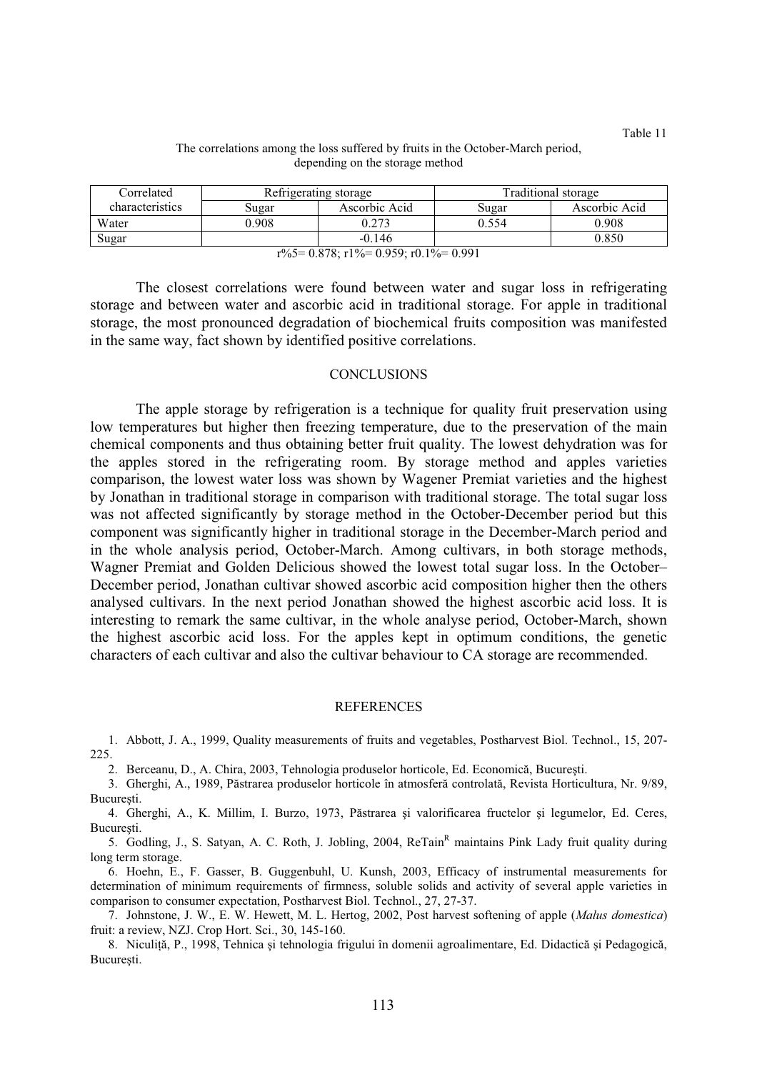Table 11

The correlations among the loss suffered by fruits in the October-March period, depending on the storage method

| Correlated characteristics | Refrigerating storage | | Traditional storage | |
|---|---|---|---|---|
| | Sugar | Ascorbic Acid | Sugar | Ascorbic Acid |
| Water | 0.908 | 0.273 | 0.554 | 0.908 |
| Sugar | | -0.146 | | 0.850 |

r%5= 0.878; r1%= 0.959; r0.1%= 0.991

The closest correlations were found between water and sugar loss in refrigerating storage and between water and ascorbic acid in traditional storage. For apple in traditional storage, the most pronounced degradation of biochemical fruits composition was manifested in the same way, fact shown by identified positive correlations.

## CONCLUSIONS

The apple storage by refrigeration is a technique for quality fruit preservation using low temperatures but higher then freezing temperature, due to the preservation of the main chemical components and thus obtaining better fruit quality. The lowest dehydration was for the apples stored in the refrigerating room. By storage method and apples varieties comparison, the lowest water loss was shown by Wagener Premiat varieties and the highest by Jonathan in traditional storage in comparison with traditional storage. The total sugar loss was not affected significantly by storage method in the October-December period but this component was significantly higher in traditional storage in the December-March period and in the whole analysis period, October-March. Among cultivars, in both storage methods, Wagner Premiat and Golden Delicious showed the lowest total sugar loss. In the October–December period, Jonathan cultivar showed ascorbic acid composition higher then the others analysed cultivars. In the next period Jonathan showed the highest ascorbic acid loss. It is interesting to remark the same cultivar, in the whole analyse period, October-March, shown the highest ascorbic acid loss. For the apples kept in optimum conditions, the genetic characters of each cultivar and also the cultivar behaviour to CA storage are recommended.

## REFERENCES

1. Abbott, J. A., 1999, Quality measurements of fruits and vegetables, Postharvest Biol. Technol., 15, 207-225.
2. Berceanu, D., A. Chira, 2003, Tehnologia produselor horticole, Ed. Economică, Bucureşti.
3. Gherghi, A., 1989, Păstrarea produselor horticole în atmosferă controlată, Revista Horticultura, Nr. 9/89, Bucureşti.
4. Gherghi, A., K. Millim, I. Burzo, 1973, Păstrarea şi valorificarea fructelor şi legumelor, Ed. Ceres, Bucureşti.
5. Godling, J., S. Satyan, A. C. Roth, J. Jobling, 2004, ReTain[R] maintains Pink Lady fruit quality during long term storage.
6. Hoehn, E., F. Gasser, B. Guggenbuhl, U. Kunsh, 2003, Efficacy of instrumental measurements for determination of minimum requirements of firmness, soluble solids and activity of several apple varieties in comparison to consumer expectation, Postharvest Biol. Technol., 27, 27-37.
7. Johnstone, J. W., E. W. Hewett, M. L. Hertog, 2002, Post harvest softening of apple (*Malus domestica*) fruit: a review, NZJ. Crop Hort. Sci., 30, 145-160.
8. Niculiţă, P., 1998, Tehnica şi tehnologia frigului în domenii agroalimentare, Ed. Didactică şi Pedagogică, Bucureşti.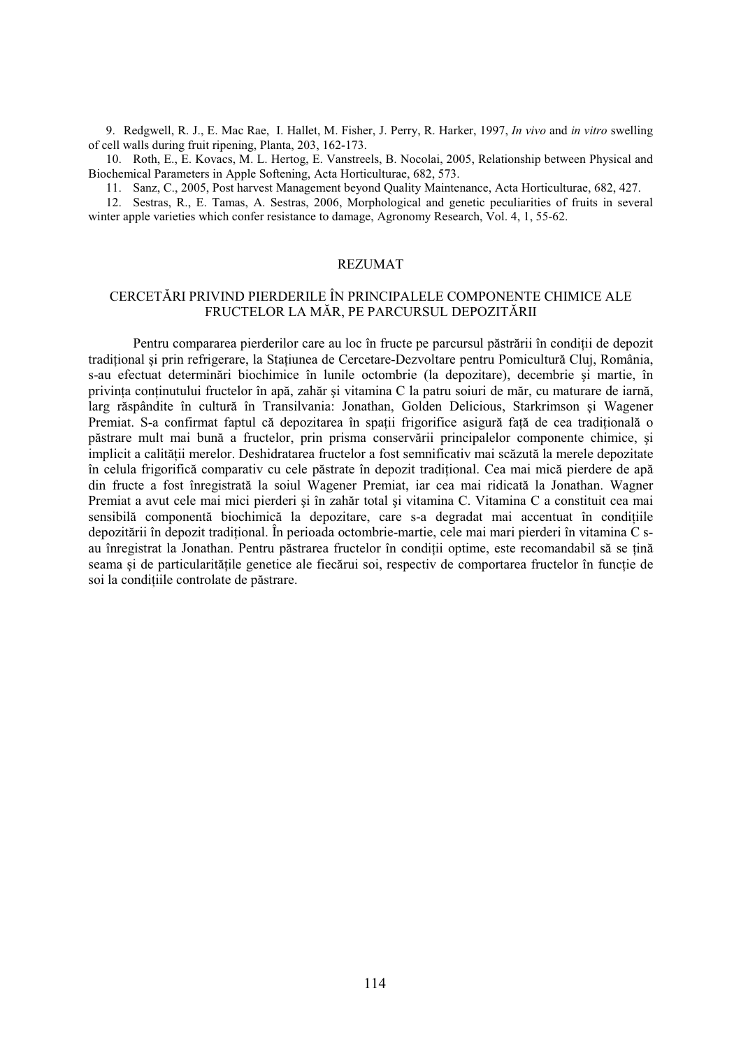9. Redgwell, R. J., E. Mac Rae, I. Hallet, M. Fisher, J. Perry, R. Harker, 1997, *In vivo* and *in vitro* swelling of cell walls during fruit ripening, Planta, 203, 162-173.

10. Roth, E., E. Kovacs, M. L. Hertog, E. Vanstreels, B. Nocolai, 2005, Relationship between Physical and Biochemical Parameters in Apple Softening, Acta Horticulturae, 682, 573.

11. Sanz, C., 2005, Post harvest Management beyond Quality Maintenance, Acta Horticulturae, 682, 427.

12. Sestras, R., E. Tamas, A. Sestras, 2006, Morphological and genetic peculiarities of fruits in several winter apple varieties which confer resistance to damage, Agronomy Research, Vol. 4, 1, 55-62.

## REZUMAT

### CERCETĂRI PRIVIND PIERDERILE ÎN PRINCIPALELE COMPONENTE CHIMICE ALE FRUCTELOR LA MĂR, PE PARCURSUL DEPOZITĂRII

Pentru compararea pierderilor care au loc în fructe pe parcursul păstrării în condiții de depozit tradițional și prin refrigerare, la Stațiunea de Cercetare-Dezvoltare pentru Pomicultură Cluj, România, s-au efectuat determinări biochimice în lunile octombrie (la depozitare), decembrie și martie, în privința conținutului fructelor în apă, zahăr și vitamina C la patru soiuri de măr, cu maturare de iarnă, larg răspândite în cultură în Transilvania: Jonathan, Golden Delicious, Starkrimson și Wagener Premiat. S-a confirmat faptul că depozitarea în spații frigorifice asigură față de cea tradițională o păstrare mult mai bună a fructelor, prin prisma conservării principalelor componente chimice, și implicit a calității merelor. Deshidratarea fructelor a fost semnificativ mai scăzută la merele depozitate în celula frigorifică comparativ cu cele păstrate în depozit tradițional. Cea mai mică pierdere de apă din fructe a fost înregistrată la soiul Wagener Premiat, iar cea mai ridicată la Jonathan. Wagner Premiat a avut cele mai mici pierderi și în zahăr total și vitamina C. Vitamina C a constituit cea mai sensibilă componentă biochimică la depozitare, care s-a degradat mai accentuat în condițiile depozitării în depozit tradițional. În perioada octombrie-martie, cele mai mari pierderi în vitamina C s-au înregistrat la Jonathan. Pentru păstrarea fructelor în condiții optime, este recomandabil să se țină seama și de particularitățile genetice ale fiecărui soi, respectiv de comportarea fructelor în funcție de soi la condițiile controlate de păstrare.